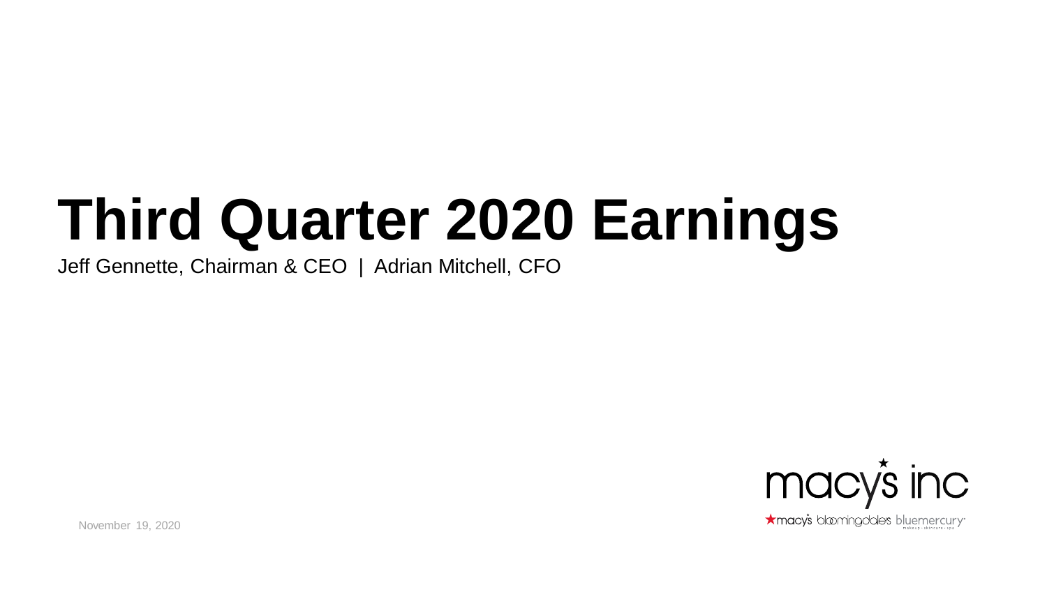# Third Quarter 2020 Earnings

Jeff Gennette, Chairman & CEO | Adrian Mitchell, CFO

November 19, 2020

macy's inc

macy's bloomingdale's bluemercury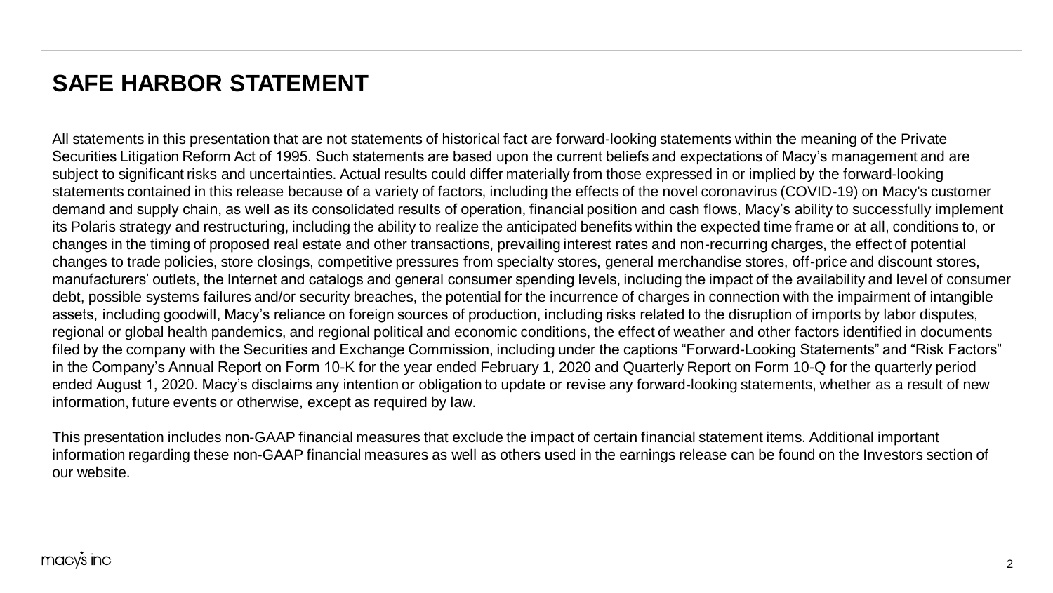# SAFE HARBOR STATEMENT

All statements in this presentation that are not statements of historical fact are forward-looking statements within the meaning of the Private Securities Litigation Reform Act of 1995. Such statements are based upon the current beliefs and expectations of Macy's management and are subject to significant risks and uncertainties. Actual results could differ materially from those expressed in or implied by the forward-looking statements contained in this release because of a variety of factors, including the effects of the novel coronavirus (COVID-19) on Macy's customer demand and supply chain, as well as its consolidated results of operation, financial position and cash flows, Macy's ability to successfully implement its Polaris strategy and restructuring, including the ability to realize the anticipated benefits within the expected time frame or at all, conditions to, or changes in the timing of proposed real estate and other transactions, prevailing interest rates and non-recurring charges, the effect of potential changes to trade policies, store closings, competitive pressures from specialty stores, general merchandise stores, off-price and discount stores, manufacturers' outlets, the Internet and catalogs and general consumer spending levels, including the impact of the availability and level of consumer debt, possible systems failures and/or security breaches, the potential for the incurrence of charges in connection with the impairment of intangible assets, including goodwill, Macy's reliance on foreign sources of production, including risks related to the disruption of imports by labor disputes, regional or global health pandemics, and regional political and economic conditions, the effect of weather and other factors identified in documents filed by the company with the Securities and Exchange Commission, including under the captions "Forward-Looking Statements" and "Risk Factors" in the Company's Annual Report on Form 10-K for the year ended February 1, 2020 and Quarterly Report on Form 10-Q for the quarterly period ended August 1, 2020. Macy's disclaims any intention or obligation to update or revise any forward-looking statements, whether as a result of new information, future events or otherwise, except as required by law.

This presentation includes non-GAAP financial measures that exclude the impact of certain financial statement items. Additional important information regarding these non-GAAP financial measures as well as others used in the earnings release can be found on the Investors section of our website.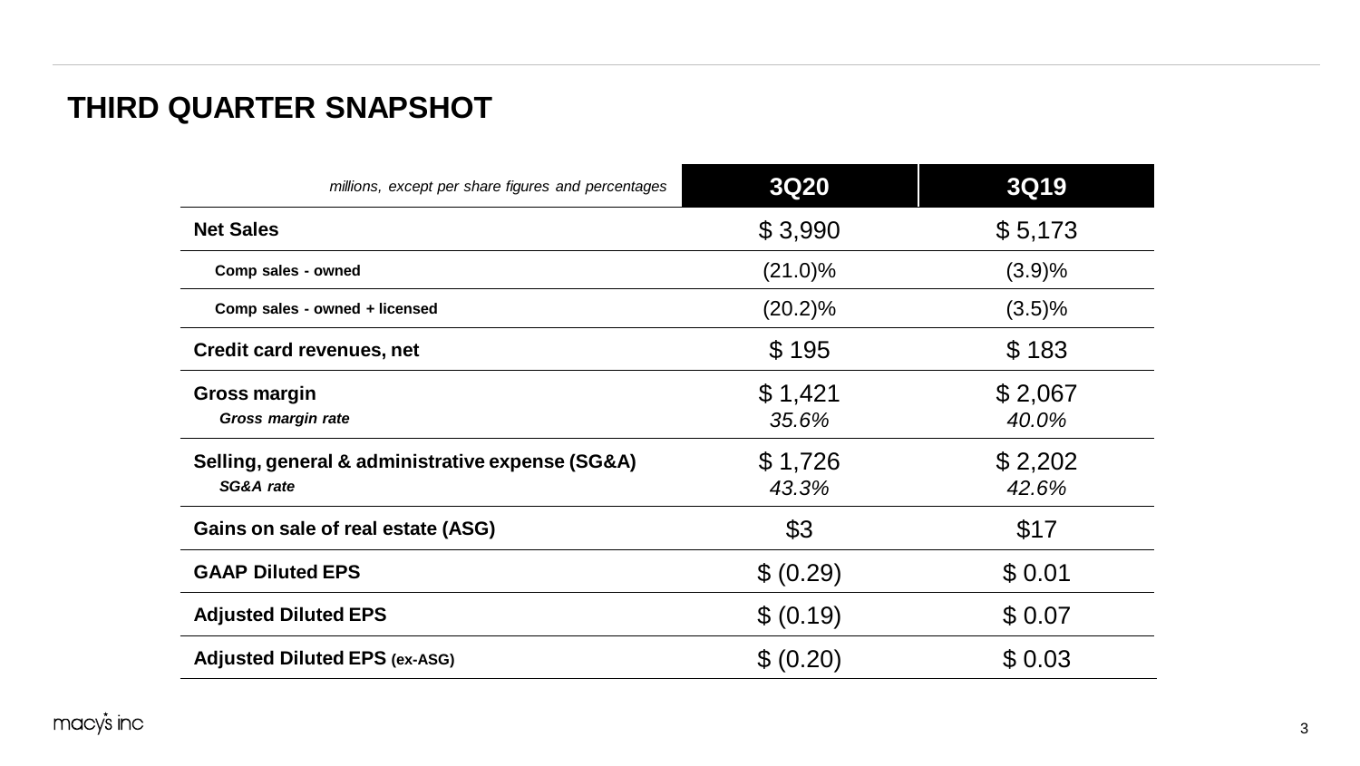# THIRD QUARTER SNAPSHOT

| *millions, except per share figures and percentages* | 3Q20 | 3Q19 |
|---|---|---|
| **Net Sales** | $ 3,990 | $ 5,173 |
| **Comp sales - owned** | (21.0)% | (3.9)% |
| **Comp sales - owned + licensed** | (20.2)% | (3.5)% |
| **Credit card revenues, net** | $ 195 | $ 183 |
| **Gross margin** | $ 1,421 | $ 2,067 |
| ***Gross margin rate*** | *35.6%* | *40.0%* |
| **Selling, general & administrative expense (SG&A)** | $ 1,726 | $ 2,202 |
| ***SG&A rate*** | *43.3%* | *42.6%* |
| **Gains on sale of real estate (ASG)** | $3 | $17 |
| **GAAP Diluted EPS** | $ (0.29) | $ 0.01 |
| **Adjusted Diluted EPS** | $ (0.19) | $ 0.07 |
| **Adjusted Diluted EPS (ex-ASG)** | $ (0.20) | $ 0.03 |

macy's inc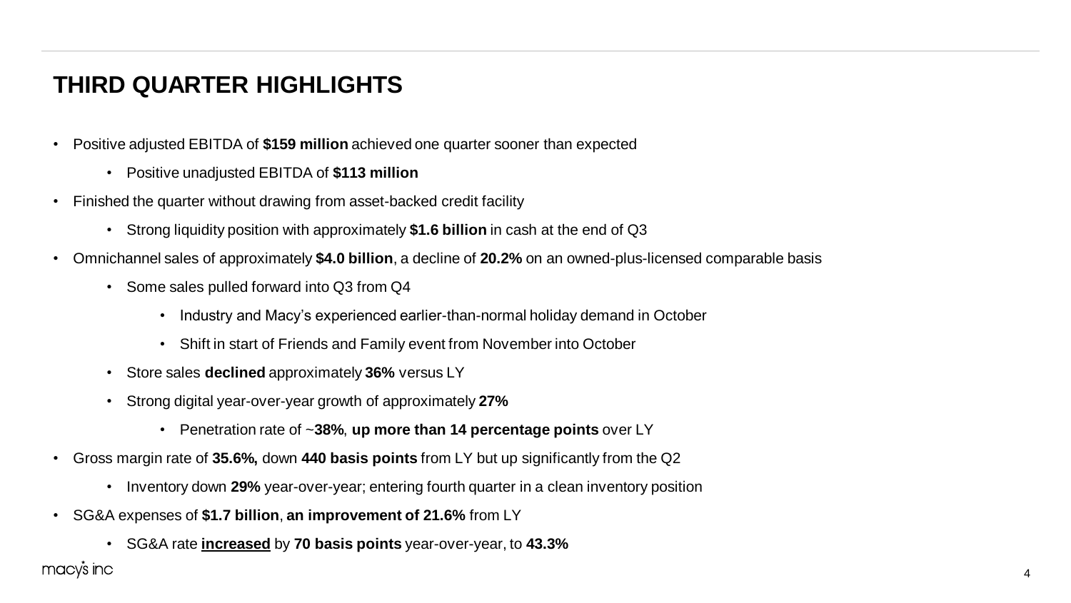# THIRD QUARTER HIGHLIGHTS

- Positive adjusted EBITDA of **$159 million** achieved one quarter sooner than expected
  - Positive unadjusted EBITDA of **$113 million**
- Finished the quarter without drawing from asset-backed credit facility
  - Strong liquidity position with approximately **$1.6 billion** in cash at the end of Q3
- Omnichannel sales of approximately **$4.0 billion**, a decline of **20.2%** on an owned-plus-licensed comparable basis
  - Some sales pulled forward into Q3 from Q4
    - Industry and Macy's experienced earlier-than-normal holiday demand in October
    - Shift in start of Friends and Family event from November into October
  - Store sales **declined** approximately **36%** versus LY
  - Strong digital year-over-year growth of approximately **27%**
    - Penetration rate of ~**38%**, **up more than 14 percentage points** over LY
- Gross margin rate of **35.6%,** down **440 basis points** from LY but up significantly from the Q2
  - Inventory down **29%** year-over-year; entering fourth quarter in a clean inventory position
- SG&A expenses of **$1.7 billion**, **an improvement of 21.6%** from LY
  - SG&A rate <u>**increased**</u> by **70 basis points** year-over-year, to **43.3%**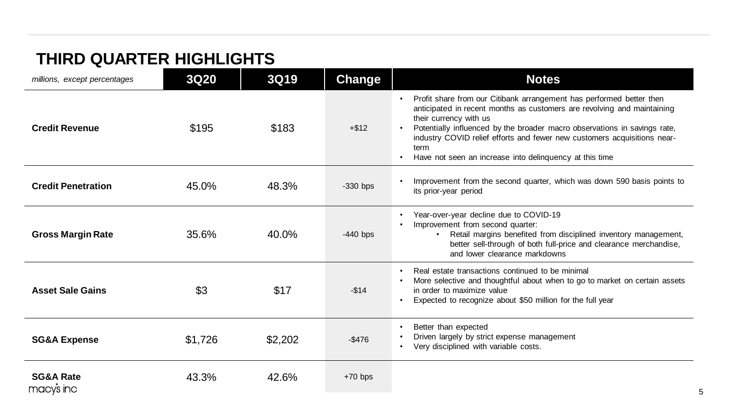# THIRD QUARTER HIGHLIGHTS

| *millions, except percentages* | 3Q20 | 3Q19 | Change | Notes |
|---|---|---|---|---|
| **Credit Revenue** | $195 | $183 | +$12 | • Profit share from our Citibank arrangement has performed better then anticipated in recent months as customers are revolving and maintaining their currency with us<br>• Potentially influenced by the broader macro observations in savings rate, industry COVID relief efforts and fewer new customers acquisitions near-term<br>• Have not seen an increase into delinquency at this time |
| **Credit Penetration** | 45.0% | 48.3% | -330 bps | • Improvement from the second quarter, which was down 590 basis points to its prior-year period |
| **Gross Margin Rate** | 35.6% | 40.0% | -440 bps | • Year-over-year decline due to COVID-19<br>• Improvement from second quarter:<br>  • Retail margins benefited from disciplined inventory management, better sell-through of both full-price and clearance merchandise, and lower clearance markdowns |
| **Asset Sale Gains** | $3 | $17 | -$14 | • Real estate transactions continued to be minimal<br>• More selective and thoughtful about when to go to market on certain assets in order to maximize value<br>• Expected to recognize about $50 million for the full year |
| **SG&A Expense** | $1,726 | $2,202 | -$476 | • Better than expected<br>• Driven largely by strict expense management<br>• Very disciplined with variable costs. |
| **SG&A Rate** | 43.3% | 42.6% | +70 bps | |

macy's inc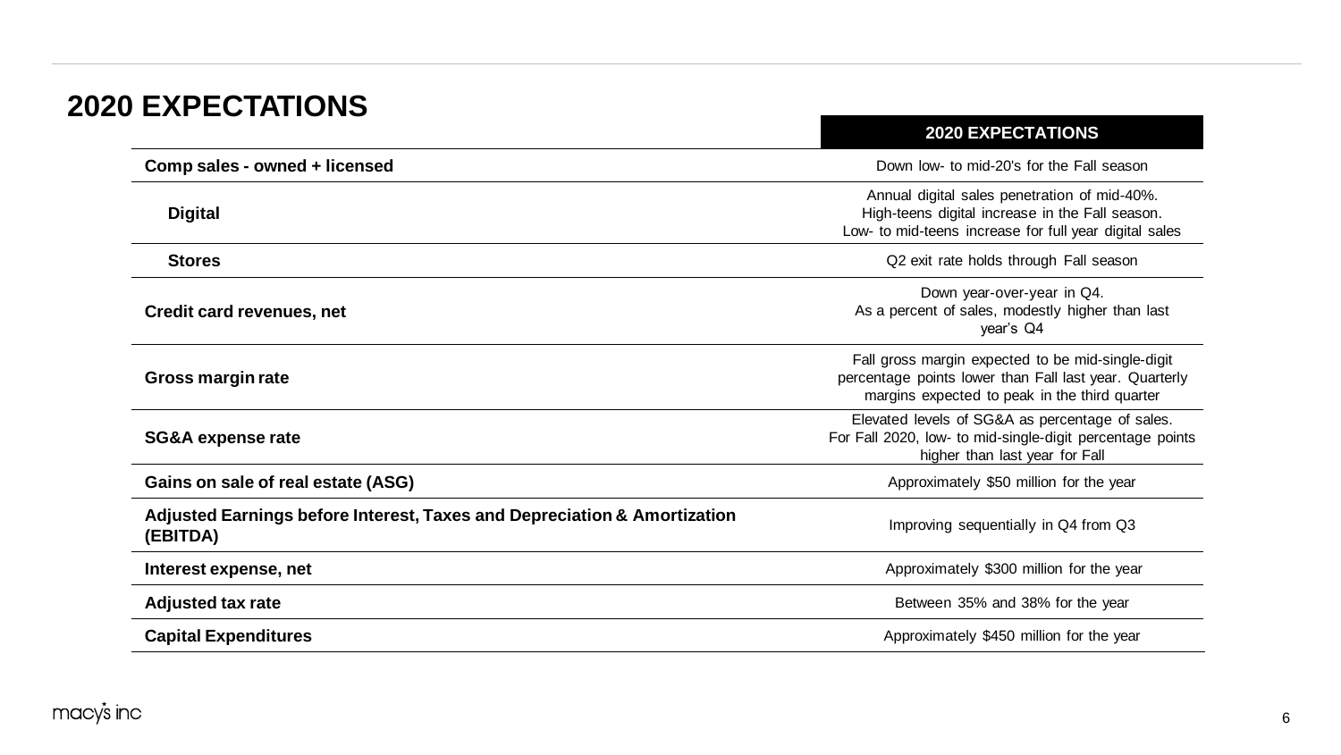# 2020 EXPECTATIONS

| | 2020 EXPECTATIONS |
|---|---|
| **Comp sales - owned + licensed** | Down low- to mid-20's for the Fall season |
| **Digital** | Annual digital sales penetration of mid-40%. High-teens digital increase in the Fall season. Low- to mid-teens increase for full year digital sales |
| **Stores** | Q2 exit rate holds through Fall season |
| **Credit card revenues, net** | Down year-over-year in Q4. As a percent of sales, modestly higher than last year's Q4 |
| **Gross margin rate** | Fall gross margin expected to be mid-single-digit percentage points lower than Fall last year. Quarterly margins expected to peak in the third quarter |
| **SG&A expense rate** | Elevated levels of SG&A as percentage of sales. For Fall 2020, low- to mid-single-digit percentage points higher than last year for Fall |
| **Gains on sale of real estate (ASG)** | Approximately $50 million for the year |
| **Adjusted Earnings before Interest, Taxes and Depreciation & Amortization (EBITDA)** | Improving sequentially in Q4 from Q3 |
| **Interest expense, net** | Approximately $300 million for the year |
| **Adjusted tax rate** | Between 35% and 38% for the year |
| **Capital Expenditures** | Approximately $450 million for the year |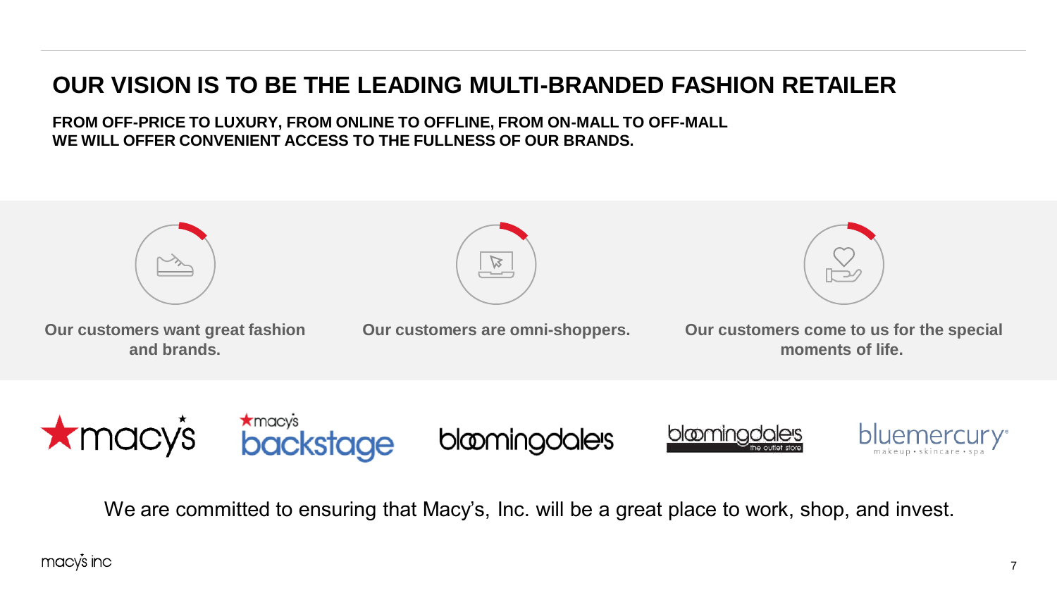# OUR VISION IS TO BE THE LEADING MULTI-BRANDED FASHION RETAILER

**FROM OFF-PRICE TO LUXURY, FROM ONLINE TO OFFLINE, FROM ON-MALL TO OFF-MALL**
**WE WILL OFFER CONVENIENT ACCESS TO THE FULLNESS OF OUR BRANDS.**

**Our customers want great fashion and brands.**

**Our customers are omni-shoppers.**

**Our customers come to us for the special moments of life.**

macy's | macy's backstage | bloomingdale's | bloomingdale's the outlet store | bluemercury makeup • skincare • spa

We are committed to ensuring that Macy's, Inc. will be a great place to work, shop, and invest.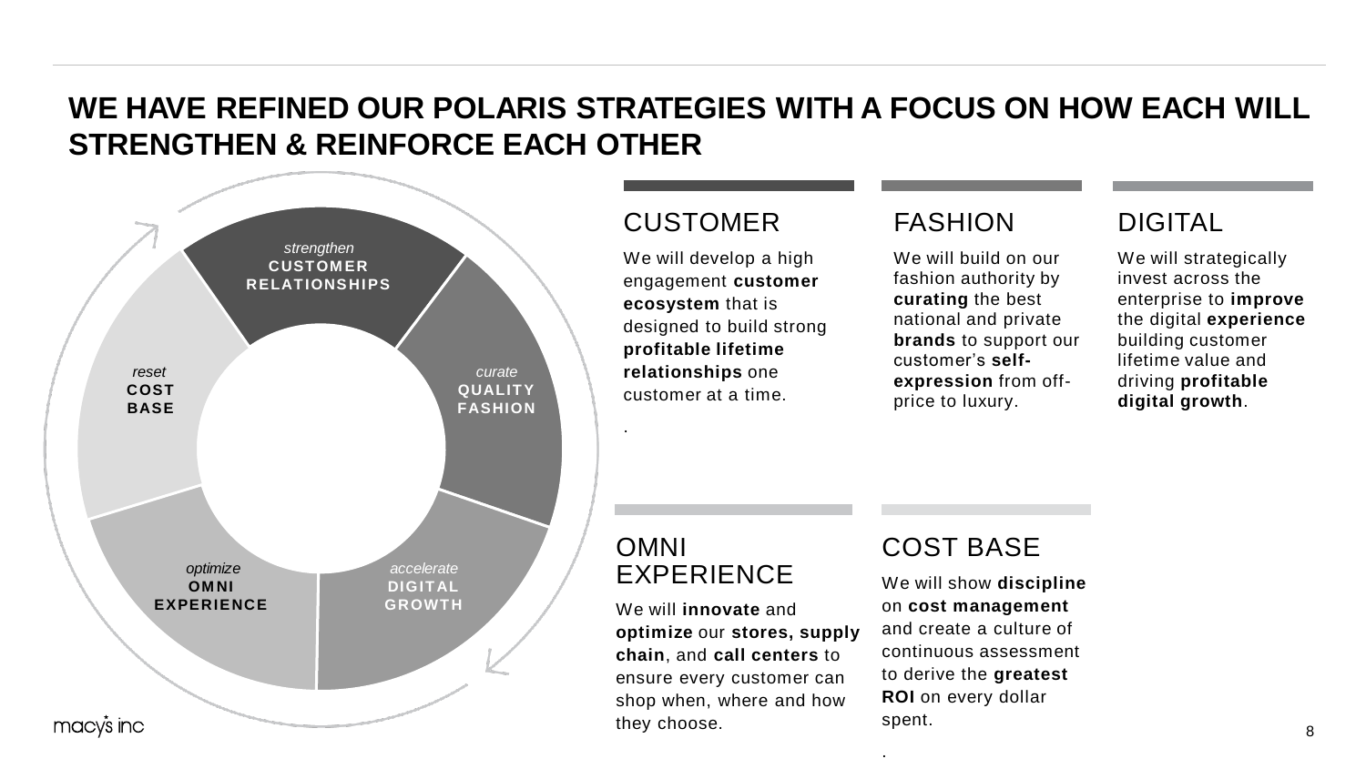# WE HAVE REFINED OUR POLARIS STRATEGIES WITH A FOCUS ON HOW EACH WILL STRENGTHEN & REINFORCE EACH OTHER

*strengthen* **CUSTOMER RELATIONSHIPS**

*curate* **QUALITY FASHION**

*accelerate* **DIGITAL GROWTH**

*optimize* **OMNI EXPERIENCE**

*reset* **COST BASE**

## CUSTOMER

We will develop a high engagement **customer ecosystem** that is designed to build strong **profitable lifetime relationships** one customer at a time.

## FASHION

We will build on our fashion authority by **curating** the best national and private **brands** to support our customer's **self-expression** from off-price to luxury.

## DIGITAL

We will strategically invest across the enterprise to **improve** the digital **experience** building customer lifetime value and driving **profitable digital growth**.

## OMNI EXPERIENCE

We will **innovate** and **optimize** our **stores, supply chain**, and **call centers** to ensure every customer can shop when, where and how they choose.

## COST BASE

We will show **discipline** on **cost management** and create a culture of continuous assessment to derive the **greatest ROI** on every dollar spent.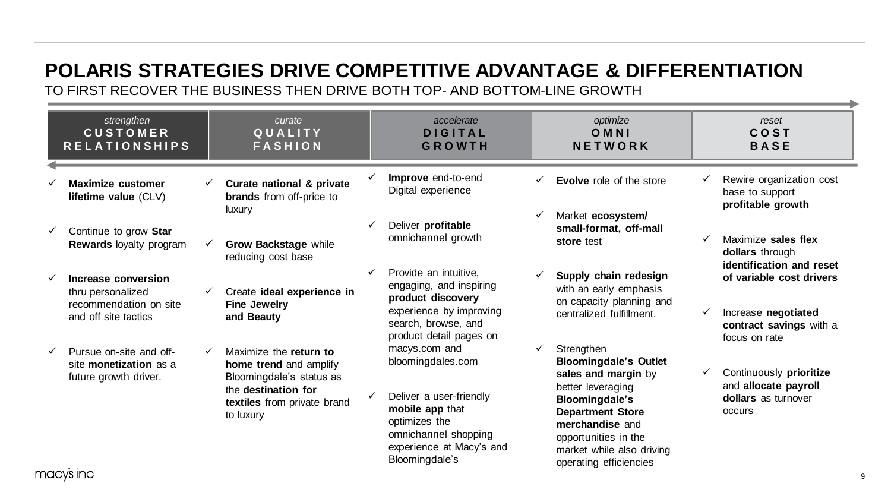# POLARIS STRATEGIES DRIVE COMPETITIVE ADVANTAGE & DIFFERENTIATION

TO FIRST RECOVER THE BUSINESS THEN DRIVE BOTH TOP- AND BOTTOM-LINE GROWTH

## *strengthen* CUSTOMER RELATIONSHIPS

- ✓ **Maximize customer lifetime value** (CLV)
- ✓ Continue to grow **Star Rewards** loyalty program
- ✓ **Increase conversion** thru personalized recommendation on site and off site tactics
- ✓ Pursue on-site and off-site **monetization** as a future growth driver.

## *curate* QUALITY FASHION

- ✓ **Curate national & private brands** from off-price to luxury
- ✓ **Grow Backstage** while reducing cost base
- ✓ Create **ideal experience in Fine Jewelry and Beauty**
- ✓ Maximize the **return to home trend** and amplify Bloomingdale's status as the **destination for textiles** from private brand to luxury

## *accelerate* DIGITAL GROWTH

- ✓ **Improve** end-to-end Digital experience
- ✓ Deliver **profitable** omnichannel growth
- ✓ Provide an intuitive, engaging, and inspiring **product discovery** experience by improving search, browse, and product detail pages on macys.com and bloomingdales.com
- ✓ Deliver a user-friendly **mobile app** that optimizes the omnichannel shopping experience at Macy's and Bloomingdale's

## *optimize* OMNI NETWORK

- ✓ **Evolve** role of the store
- ✓ Market **ecosystem/ small-format, off-mall store** test
- ✓ **Supply chain redesign** with an early emphasis on capacity planning and centralized fulfillment.
- ✓ Strengthen **Bloomingdale's Outlet sales and margin** by better leveraging **Bloomingdale's Department Store merchandise** and opportunities in the market while also driving operating efficiencies

## *reset* COST BASE

- ✓ Rewire organization cost base to support **profitable growth**
- ✓ Maximize **sales flex dollars** through **identification and reset of variable cost drivers**
- ✓ Increase **negotiated contract savings** with a focus on rate
- ✓ Continuously **prioritize** and **allocate payroll dollars** as turnover occurs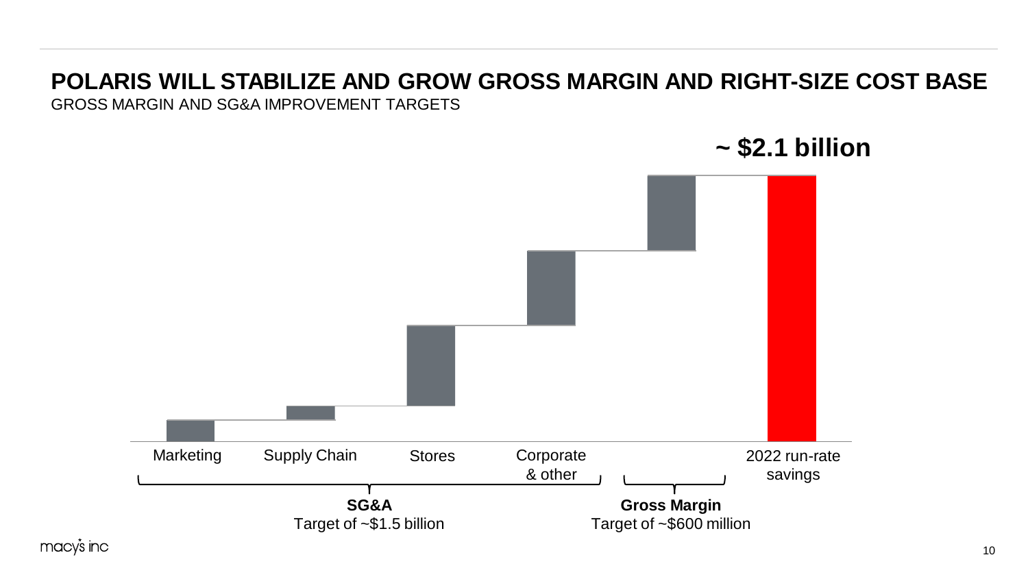## POLARIS WILL STABILIZE AND GROW GROSS MARGIN AND RIGHT-SIZE COST BASE

GROSS MARGIN AND SG&A IMPROVEMENT TARGETS

**~ $2.1 billion**

Marketing | Supply Chain | Stores | Corporate & other | 2022 run-rate savings

**SG&A**
Target of ~$1.5 billion

**Gross Margin**
Target of ~$600 million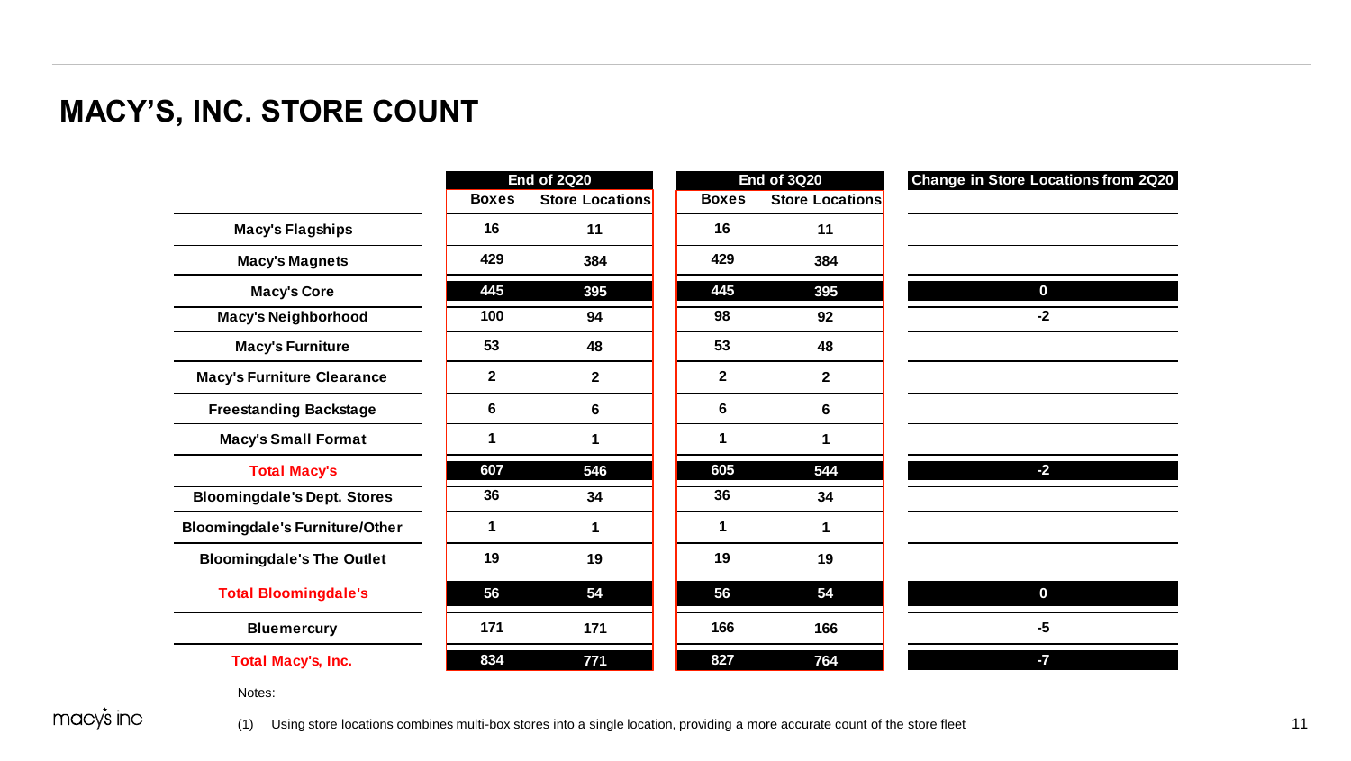# MACY'S, INC. STORE COUNT

| | End of 2Q20 | | End of 3Q20 | | Change in Store Locations from 2Q20 |
|---|---|---|---|---|---|
| | Boxes | Store Locations | Boxes | Store Locations | |
| Macy's Flagships | 16 | 11 | 16 | 11 | |
| Macy's Magnets | 429 | 384 | 429 | 384 | |
| Macy's Core | 445 | 395 | 445 | 395 | 0 |
| Macy's Neighborhood | 100 | 94 | 98 | 92 | -2 |
| Macy's Furniture | 53 | 48 | 53 | 48 | |
| Macy's Furniture Clearance | 2 | 2 | 2 | 2 | |
| Freestanding Backstage | 6 | 6 | 6 | 6 | |
| Macy's Small Format | 1 | 1 | 1 | 1 | |
| **Total Macy's** | 607 | 546 | 605 | 544 | -2 |
| Bloomingdale's Dept. Stores | 36 | 34 | 36 | 34 | |
| Bloomingdale's Furniture/Other | 1 | 1 | 1 | 1 | |
| Bloomingdale's The Outlet | 19 | 19 | 19 | 19 | |
| **Total Bloomingdale's** | 56 | 54 | 56 | 54 | 0 |
| Bluemercury | 171 | 171 | 166 | 166 | -5 |
| **Total Macy's, Inc.** | 834 | 771 | 827 | 764 | -7 |

Notes:

(1) Using store locations combines multi-box stores into a single location, providing a more accurate count of the store fleet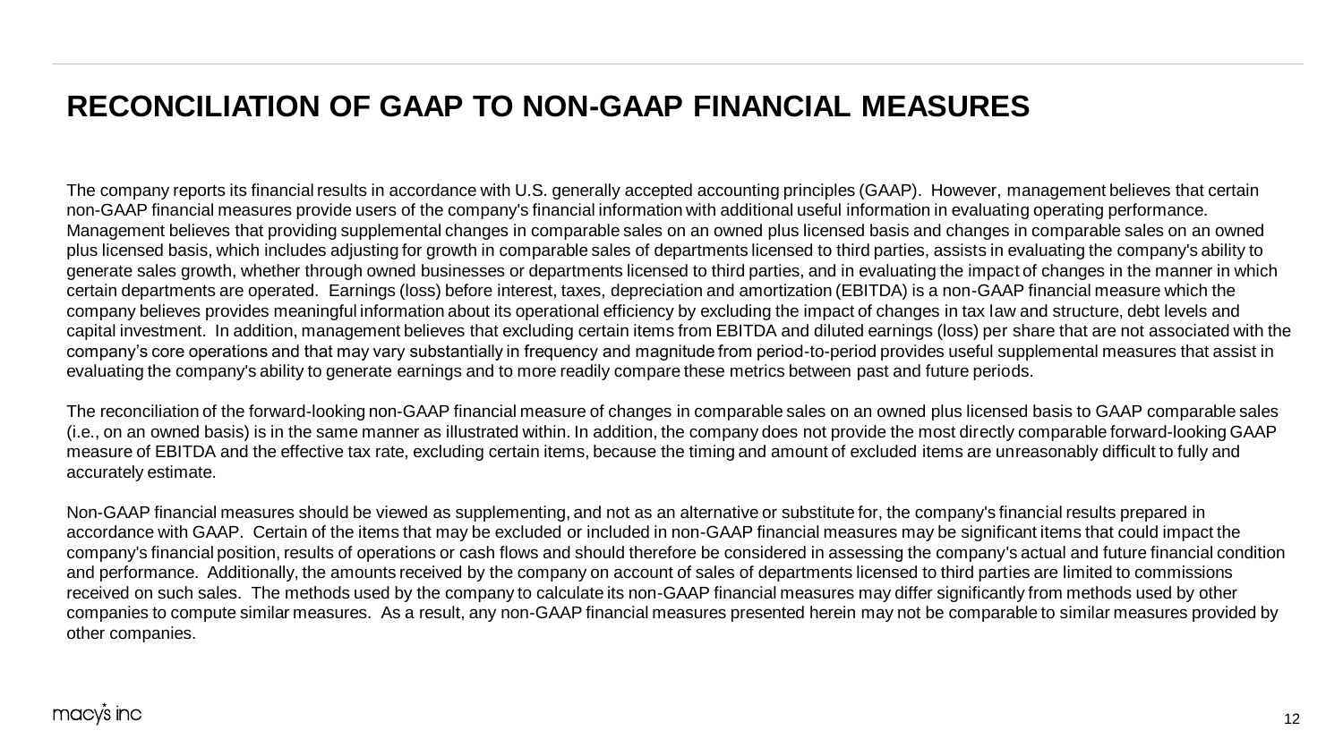# RECONCILIATION OF GAAP TO NON-GAAP FINANCIAL MEASURES

The company reports its financial results in accordance with U.S. generally accepted accounting principles (GAAP). However, management believes that certain non-GAAP financial measures provide users of the company's financial information with additional useful information in evaluating operating performance. Management believes that providing supplemental changes in comparable sales on an owned plus licensed basis and changes in comparable sales on an owned plus licensed basis, which includes adjusting for growth in comparable sales of departments licensed to third parties, assists in evaluating the company's ability to generate sales growth, whether through owned businesses or departments licensed to third parties, and in evaluating the impact of changes in the manner in which certain departments are operated. Earnings (loss) before interest, taxes, depreciation and amortization (EBITDA) is a non-GAAP financial measure which the company believes provides meaningful information about its operational efficiency by excluding the impact of changes in tax law and structure, debt levels and capital investment. In addition, management believes that excluding certain items from EBITDA and diluted earnings (loss) per share that are not associated with the company’s core operations and that may vary substantially in frequency and magnitude from period-to-period provides useful supplemental measures that assist in evaluating the company's ability to generate earnings and to more readily compare these metrics between past and future periods.

The reconciliation of the forward-looking non-GAAP financial measure of changes in comparable sales on an owned plus licensed basis to GAAP comparable sales (i.e., on an owned basis) is in the same manner as illustrated within. In addition, the company does not provide the most directly comparable forward-looking GAAP measure of EBITDA and the effective tax rate, excluding certain items, because the timing and amount of excluded items are unreasonably difficult to fully and accurately estimate.

Non-GAAP financial measures should be viewed as supplementing, and not as an alternative or substitute for, the company's financial results prepared in accordance with GAAP. Certain of the items that may be excluded or included in non-GAAP financial measures may be significant items that could impact the company's financial position, results of operations or cash flows and should therefore be considered in assessing the company's actual and future financial condition and performance. Additionally, the amounts received by the company on account of sales of departments licensed to third parties are limited to commissions received on such sales. The methods used by the company to calculate its non-GAAP financial measures may differ significantly from methods used by other companies to compute similar measures. As a result, any non-GAAP financial measures presented herein may not be comparable to similar measures provided by other companies.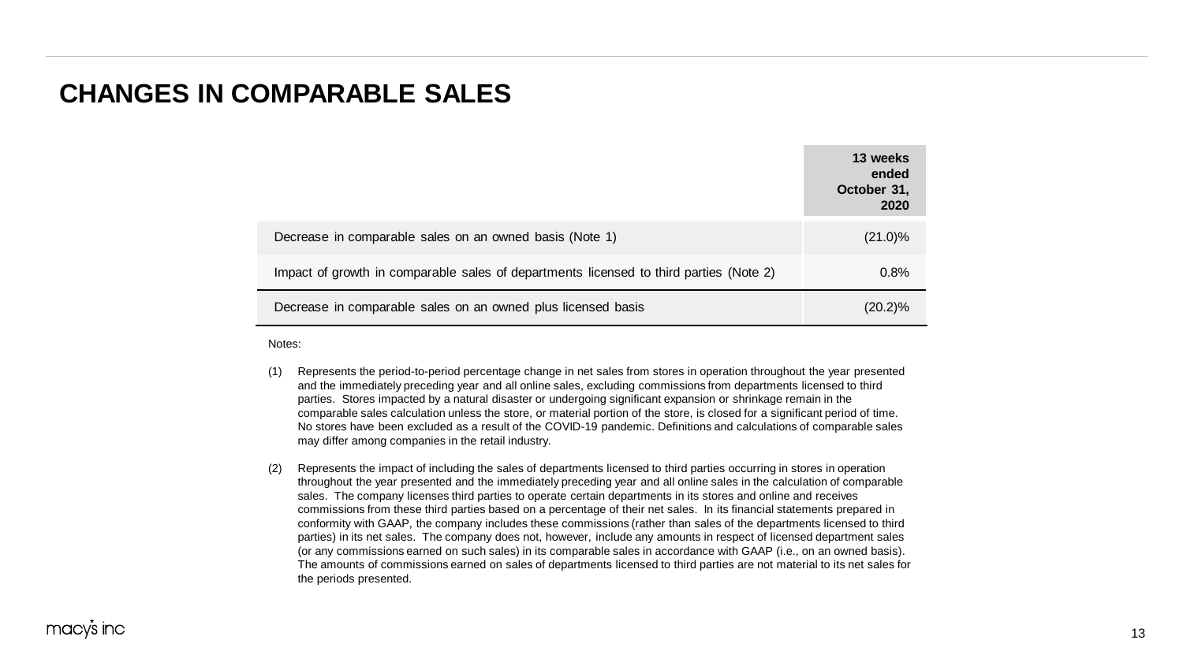# CHANGES IN COMPARABLE SALES

| | 13 weeks ended October 31, 2020 |
|---|---|
| Decrease in comparable sales on an owned basis (Note 1) | (21.0)% |
| Impact of growth in comparable sales of departments licensed to third parties (Note 2) | 0.8% |
| Decrease in comparable sales on an owned plus licensed basis | (20.2)% |

Notes:

(1) Represents the period-to-period percentage change in net sales from stores in operation throughout the year presented and the immediately preceding year and all online sales, excluding commissions from departments licensed to third parties. Stores impacted by a natural disaster or undergoing significant expansion or shrinkage remain in the comparable sales calculation unless the store, or material portion of the store, is closed for a significant period of time. No stores have been excluded as a result of the COVID-19 pandemic. Definitions and calculations of comparable sales may differ among companies in the retail industry.

(2) Represents the impact of including the sales of departments licensed to third parties occurring in stores in operation throughout the year presented and the immediately preceding year and all online sales in the calculation of comparable sales. The company licenses third parties to operate certain departments in its stores and online and receives commissions from these third parties based on a percentage of their net sales. In its financial statements prepared in conformity with GAAP, the company includes these commissions (rather than sales of the departments licensed to third parties) in its net sales. The company does not, however, include any amounts in respect of licensed department sales (or any commissions earned on such sales) in its comparable sales in accordance with GAAP (i.e., on an owned basis). The amounts of commissions earned on sales of departments licensed to third parties are not material to its net sales for the periods presented.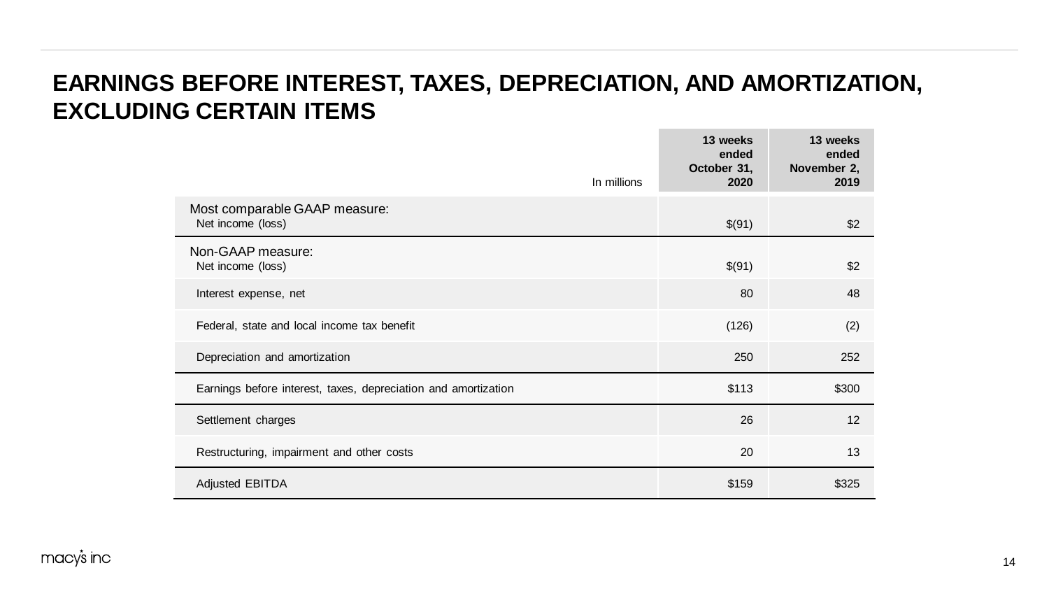# EARNINGS BEFORE INTEREST, TAXES, DEPRECIATION, AND AMORTIZATION, EXCLUDING CERTAIN ITEMS

| In millions | 13 weeks ended October 31, 2020 | 13 weeks ended November 2, 2019 |
|---|---|---|
| **Most comparable GAAP measure:** | | |
| Net income (loss) | $(91) | $2 |
| **Non-GAAP measure:** | | |
| Net income (loss) | $(91) | $2 |
| Interest expense, net | 80 | 48 |
| Federal, state and local income tax benefit | (126) | (2) |
| Depreciation and amortization | 250 | 252 |
| Earnings before interest, taxes, depreciation and amortization | $113 | $300 |
| Settlement charges | 26 | 12 |
| Restructuring, impairment and other costs | 20 | 13 |
| Adjusted EBITDA | $159 | $325 |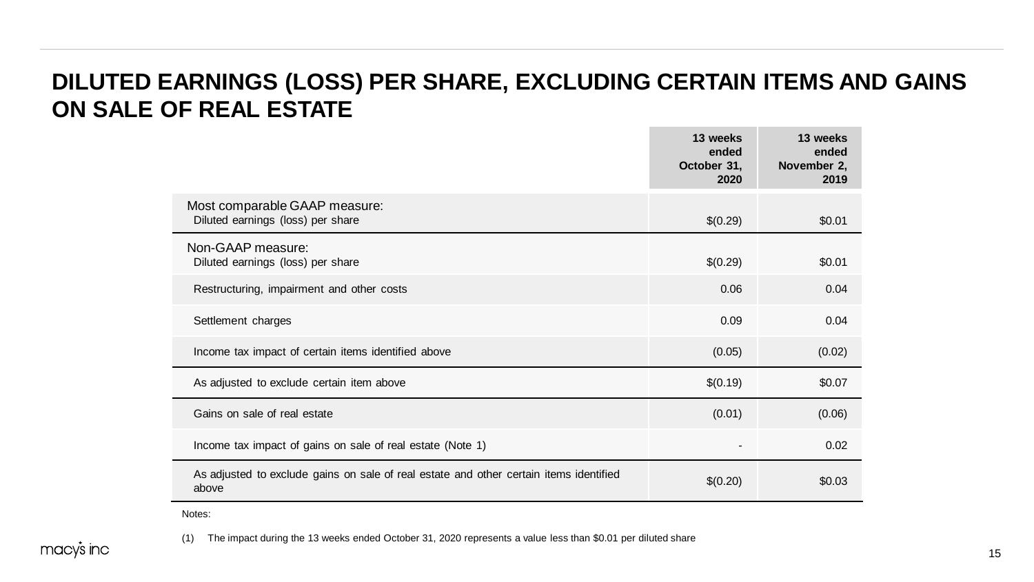# DILUTED EARNINGS (LOSS) PER SHARE, EXCLUDING CERTAIN ITEMS AND GAINS ON SALE OF REAL ESTATE

| | 13 weeks ended October 31, 2020 | 13 weeks ended November 2, 2019 |
|---|---|---|
| **Most comparable GAAP measure:** | | |
| Diluted earnings (loss) per share | $(0.29) | $0.01 |
| **Non-GAAP measure:** | | |
| Diluted earnings (loss) per share | $(0.29) | $0.01 |
| Restructuring, impairment and other costs | 0.06 | 0.04 |
| Settlement charges | 0.09 | 0.04 |
| Income tax impact of certain items identified above | (0.05) | (0.02) |
| As adjusted to exclude certain item above | $(0.19) | $0.07 |
| Gains on sale of real estate | (0.01) | (0.06) |
| Income tax impact of gains on sale of real estate (Note 1) | - | 0.02 |
| As adjusted to exclude gains on sale of real estate and other certain items identified above | $(0.20) | $0.03 |

Notes:

(1) The impact during the 13 weeks ended October 31, 2020 represents a value less than $0.01 per diluted share

macy's inc